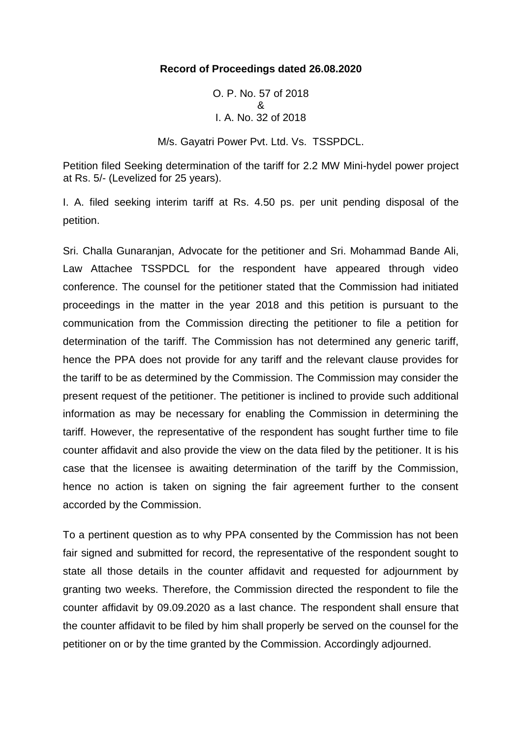**Record of Proceedings dated 26.08.2020**

O. P. No. 57 of 2018
&
I. A. No. 32 of 2018

M/s. Gayatri Power Pvt. Ltd. Vs. TSSPDCL.

Petition filed Seeking determination of the tariff for 2.2 MW Mini-hydel power project at Rs. 5/- (Levelized for 25 years).

I. A. filed seeking interim tariff at Rs. 4.50 ps. per unit pending disposal of the petition.

Sri. Challa Gunaranjan, Advocate for the petitioner and Sri. Mohammad Bande Ali, Law Attachee TSSPDCL for the respondent have appeared through video conference. The counsel for the petitioner stated that the Commission had initiated proceedings in the matter in the year 2018 and this petition is pursuant to the communication from the Commission directing the petitioner to file a petition for determination of the tariff. The Commission has not determined any generic tariff, hence the PPA does not provide for any tariff and the relevant clause provides for the tariff to be as determined by the Commission. The Commission may consider the present request of the petitioner. The petitioner is inclined to provide such additional information as may be necessary for enabling the Commission in determining the tariff. However, the representative of the respondent has sought further time to file counter affidavit and also provide the view on the data filed by the petitioner. It is his case that the licensee is awaiting determination of the tariff by the Commission, hence no action is taken on signing the fair agreement further to the consent accorded by the Commission.

To a pertinent question as to why PPA consented by the Commission has not been fair signed and submitted for record, the representative of the respondent sought to state all those details in the counter affidavit and requested for adjournment by granting two weeks. Therefore, the Commission directed the respondent to file the counter affidavit by 09.09.2020 as a last chance. The respondent shall ensure that the counter affidavit to be filed by him shall properly be served on the counsel for the petitioner on or by the time granted by the Commission. Accordingly adjourned.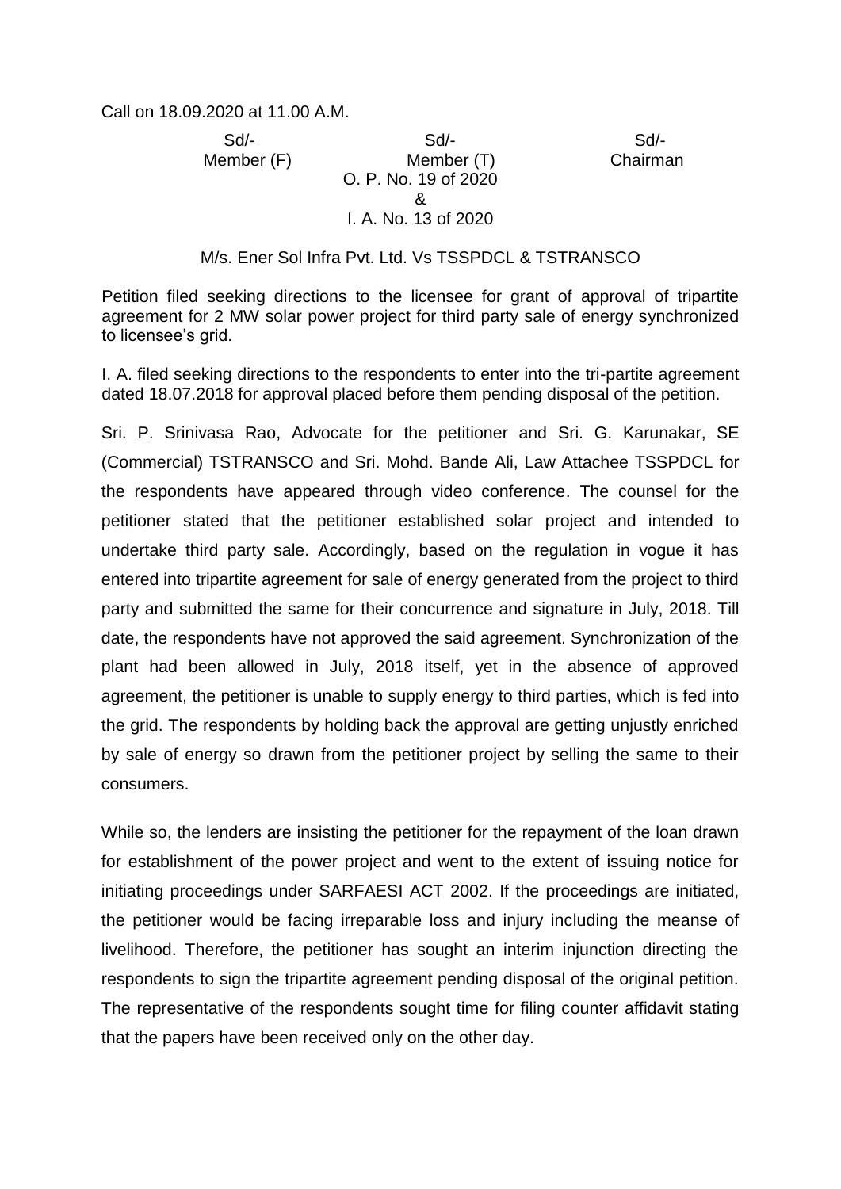Call on 18.09.2020 at 11.00 A.M.

| Sd/- | Sd/- | Sd/- |
|---|---|---|
| Member (F) | Member (T) | Chairman |

O. P. No. 19 of 2020

&

I. A. No. 13 of 2020

M/s. Ener Sol Infra Pvt. Ltd. Vs TSSPDCL & TSTRANSCO

Petition filed seeking directions to the licensee for grant of approval of tripartite agreement for 2 MW solar power project for third party sale of energy synchronized to licensee's grid.

I. A. filed seeking directions to the respondents to enter into the tri-partite agreement dated 18.07.2018 for approval placed before them pending disposal of the petition.

Sri. P. Srinivasa Rao, Advocate for the petitioner and Sri. G. Karunakar, SE (Commercial) TSTRANSCO and Sri. Mohd. Bande Ali, Law Attachee TSSPDCL for the respondents have appeared through video conference. The counsel for the petitioner stated that the petitioner established solar project and intended to undertake third party sale. Accordingly, based on the regulation in vogue it has entered into tripartite agreement for sale of energy generated from the project to third party and submitted the same for their concurrence and signature in July, 2018. Till date, the respondents have not approved the said agreement. Synchronization of the plant had been allowed in July, 2018 itself, yet in the absence of approved agreement, the petitioner is unable to supply energy to third parties, which is fed into the grid. The respondents by holding back the approval are getting unjustly enriched by sale of energy so drawn from the petitioner project by selling the same to their consumers.

While so, the lenders are insisting the petitioner for the repayment of the loan drawn for establishment of the power project and went to the extent of issuing notice for initiating proceedings under SARFAESI ACT 2002. If the proceedings are initiated, the petitioner would be facing irreparable loss and injury including the meanse of livelihood. Therefore, the petitioner has sought an interim injunction directing the respondents to sign the tripartite agreement pending disposal of the original petition. The representative of the respondents sought time for filing counter affidavit stating that the papers have been received only on the other day.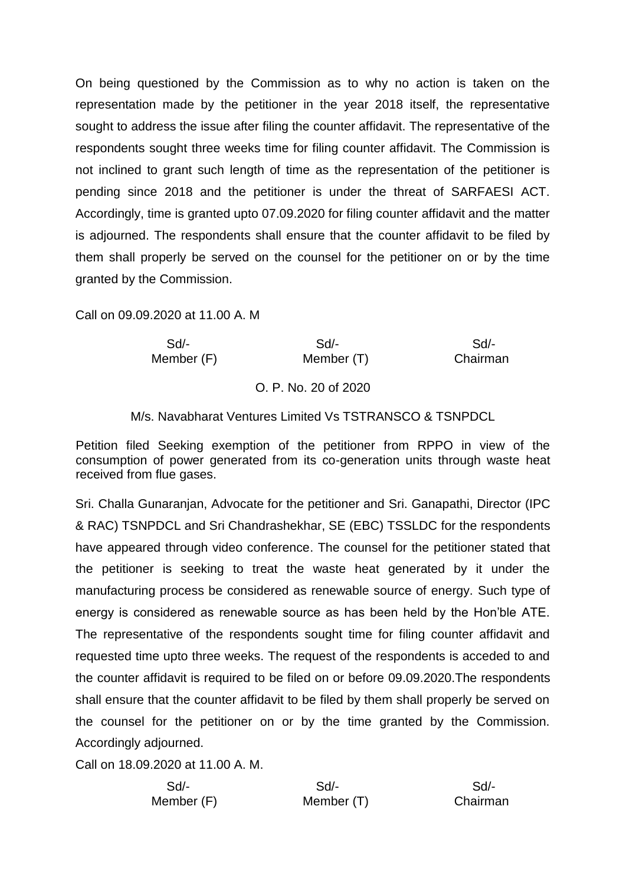On being questioned by the Commission as to why no action is taken on the representation made by the petitioner in the year 2018 itself, the representative sought to address the issue after filing the counter affidavit. The representative of the respondents sought three weeks time for filing counter affidavit. The Commission is not inclined to grant such length of time as the representation of the petitioner is pending since 2018 and the petitioner is under the threat of SARFAESI ACT. Accordingly, time is granted upto 07.09.2020 for filing counter affidavit and the matter is adjourned. The respondents shall ensure that the counter affidavit to be filed by them shall properly be served on the counsel for the petitioner on or by the time granted by the Commission.

Call on 09.09.2020 at 11.00 A. M

| Sd/- | Sd/- | Sd/- |
|---|---|---|
| Member (F) | Member (T) | Chairman |

O. P. No. 20 of 2020

M/s. Navabharat Ventures Limited Vs TSTRANSCO & TSNPDCL

Petition filed Seeking exemption of the petitioner from RPPO in view of the consumption of power generated from its co-generation units through waste heat received from flue gases.

Sri. Challa Gunaranjan, Advocate for the petitioner and Sri. Ganapathi, Director (IPC & RAC) TSNPDCL and Sri Chandrashekhar, SE (EBC) TSSLDC for the respondents have appeared through video conference. The counsel for the petitioner stated that the petitioner is seeking to treat the waste heat generated by it under the manufacturing process be considered as renewable source of energy. Such type of energy is considered as renewable source as has been held by the Hon'ble ATE. The representative of the respondents sought time for filing counter affidavit and requested time upto three weeks. The request of the respondents is acceded to and the counter affidavit is required to be filed on or before 09.09.2020.The respondents shall ensure that the counter affidavit to be filed by them shall properly be served on the counsel for the petitioner on or by the time granted by the Commission. Accordingly adjourned.

Call on 18.09.2020 at 11.00 A. M.

| Sd/- | Sd/- | Sd/- |
|---|---|---|
| Member (F) | Member (T) | Chairman |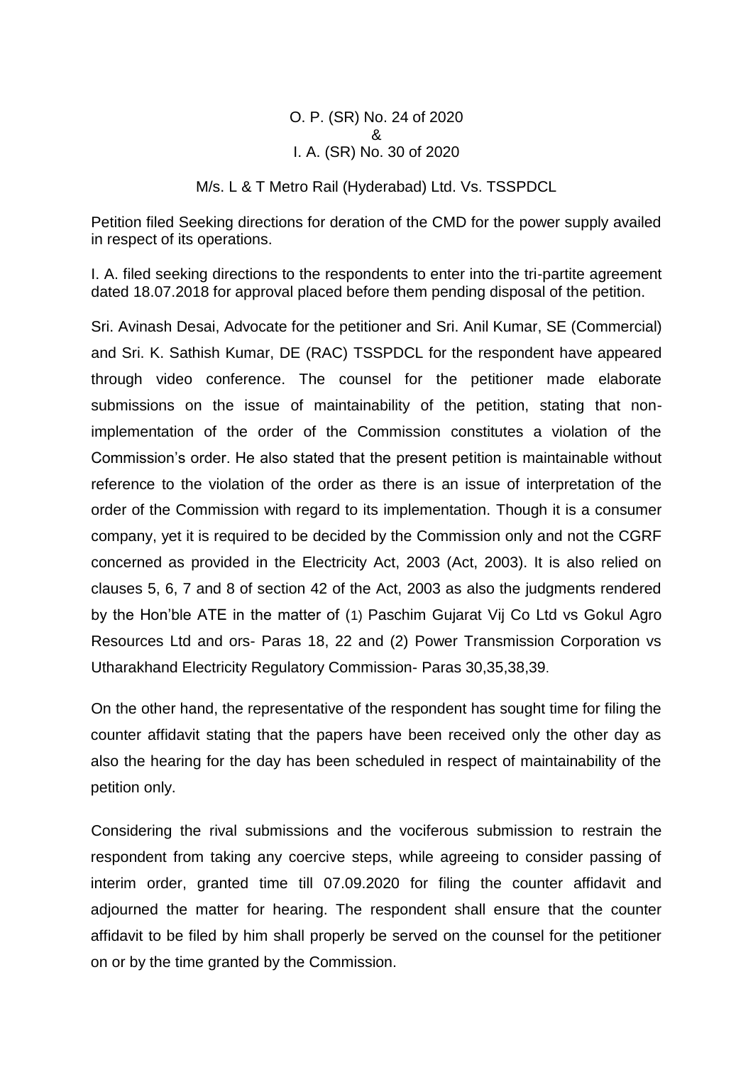O. P. (SR) No. 24 of 2020
&
I. A. (SR) No. 30 of 2020

M/s. L & T Metro Rail (Hyderabad) Ltd. Vs. TSSPDCL

Petition filed Seeking directions for deration of the CMD for the power supply availed in respect of its operations.

I. A. filed seeking directions to the respondents to enter into the tri-partite agreement dated 18.07.2018 for approval placed before them pending disposal of the petition.

Sri. Avinash Desai, Advocate for the petitioner and Sri. Anil Kumar, SE (Commercial) and Sri. K. Sathish Kumar, DE (RAC) TSSPDCL for the respondent have appeared through video conference. The counsel for the petitioner made elaborate submissions on the issue of maintainability of the petition, stating that non-implementation of the order of the Commission constitutes a violation of the Commission's order. He also stated that the present petition is maintainable without reference to the violation of the order as there is an issue of interpretation of the order of the Commission with regard to its implementation. Though it is a consumer company, yet it is required to be decided by the Commission only and not the CGRF concerned as provided in the Electricity Act, 2003 (Act, 2003). It is also relied on clauses 5, 6, 7 and 8 of section 42 of the Act, 2003 as also the judgments rendered by the Hon'ble ATE in the matter of (1) Paschim Gujarat Vij Co Ltd vs Gokul Agro Resources Ltd and ors- Paras 18, 22 and (2) Power Transmission Corporation vs Utharakhand Electricity Regulatory Commission- Paras 30,35,38,39.

On the other hand, the representative of the respondent has sought time for filing the counter affidavit stating that the papers have been received only the other day as also the hearing for the day has been scheduled in respect of maintainability of the petition only.

Considering the rival submissions and the vociferous submission to restrain the respondent from taking any coercive steps, while agreeing to consider passing of interim order, granted time till 07.09.2020 for filing the counter affidavit and adjourned the matter for hearing. The respondent shall ensure that the counter affidavit to be filed by him shall properly be served on the counsel for the petitioner on or by the time granted by the Commission.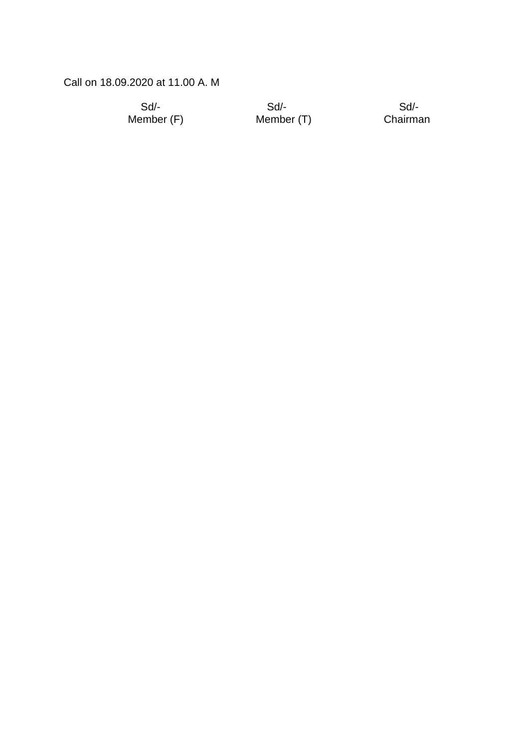Call on 18.09.2020 at 11.00 A. M

| | | |
|---|---|---|
| Sd/- | Sd/- | Sd/- |
| Member (F) | Member (T) | Chairman |